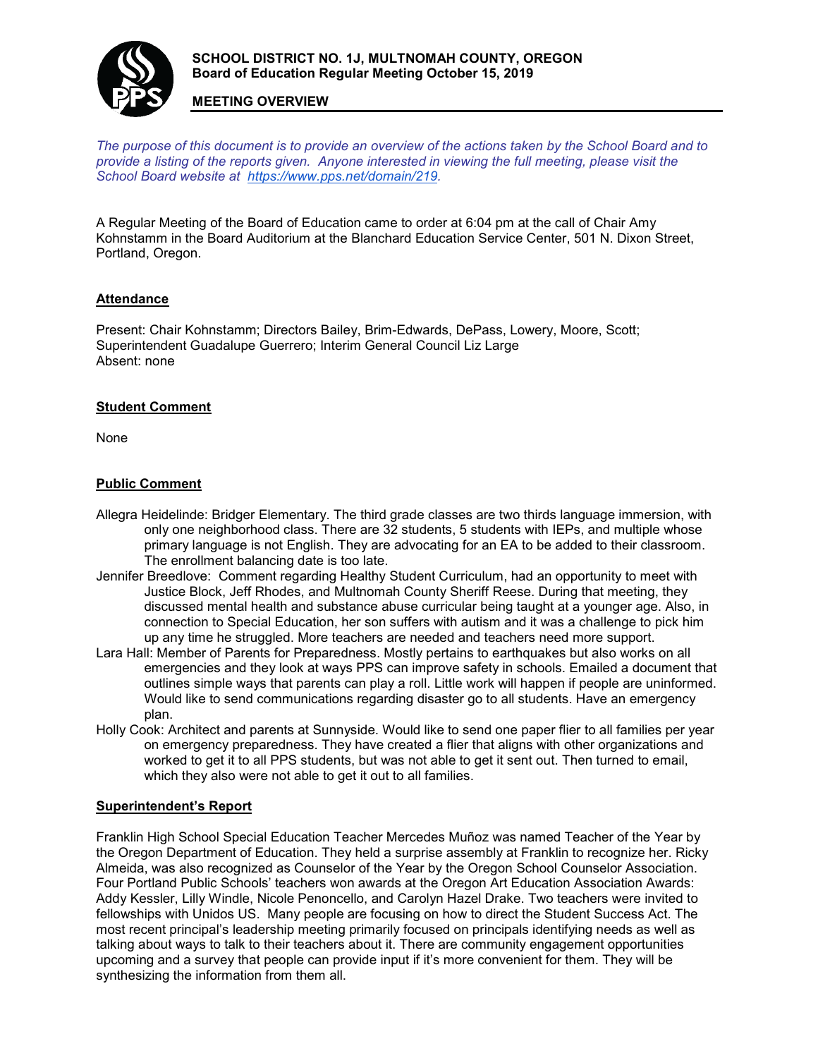**SCHOOL DISTRICT NO. 1J, MULTNOMAH COUNTY, OREGON**
**Board of Education Regular Meeting October 15, 2019**

**MEETING OVERVIEW**

*The purpose of this document is to provide an overview of the actions taken by the School Board and to provide a listing of the reports given. Anyone interested in viewing the full meeting, please visit the School Board website at https://www.pps.net/domain/219.*

A Regular Meeting of the Board of Education came to order at 6:04 pm at the call of Chair Amy Kohnstamm in the Board Auditorium at the Blanchard Education Service Center, 501 N. Dixon Street, Portland, Oregon.

## Attendance

Present: Chair Kohnstamm; Directors Bailey, Brim-Edwards, DePass, Lowery, Moore, Scott; Superintendent Guadalupe Guerrero; Interim General Council Liz Large
Absent: none

## Student Comment

None

## Public Comment

Allegra Heidelinde: Bridger Elementary. The third grade classes are two thirds language immersion, with only one neighborhood class. There are 32 students, 5 students with IEPs, and multiple whose primary language is not English. They are advocating for an EA to be added to their classroom. The enrollment balancing date is too late.

Jennifer Breedlove: Comment regarding Healthy Student Curriculum, had an opportunity to meet with Justice Block, Jeff Rhodes, and Multnomah County Sheriff Reese. During that meeting, they discussed mental health and substance abuse curricular being taught at a younger age. Also, in connection to Special Education, her son suffers with autism and it was a challenge to pick him up any time he struggled. More teachers are needed and teachers need more support.

Lara Hall: Member of Parents for Preparedness. Mostly pertains to earthquakes but also works on all emergencies and they look at ways PPS can improve safety in schools. Emailed a document that outlines simple ways that parents can play a roll. Little work will happen if people are uninformed. Would like to send communications regarding disaster go to all students. Have an emergency plan.

Holly Cook: Architect and parents at Sunnyside. Would like to send one paper flier to all families per year on emergency preparedness. They have created a flier that aligns with other organizations and worked to get it to all PPS students, but was not able to get it sent out. Then turned to email, which they also were not able to get it out to all families.

## Superintendent's Report

Franklin High School Special Education Teacher Mercedes Muñoz was named Teacher of the Year by the Oregon Department of Education. They held a surprise assembly at Franklin to recognize her. Ricky Almeida, was also recognized as Counselor of the Year by the Oregon School Counselor Association. Four Portland Public Schools' teachers won awards at the Oregon Art Education Association Awards: Addy Kessler, Lilly Windle, Nicole Penoncello, and Carolyn Hazel Drake. Two teachers were invited to fellowships with Unidos US. Many people are focusing on how to direct the Student Success Act. The most recent principal's leadership meeting primarily focused on principals identifying needs as well as talking about ways to talk to their teachers about it. There are community engagement opportunities upcoming and a survey that people can provide input if it's more convenient for them. They will be synthesizing the information from them all.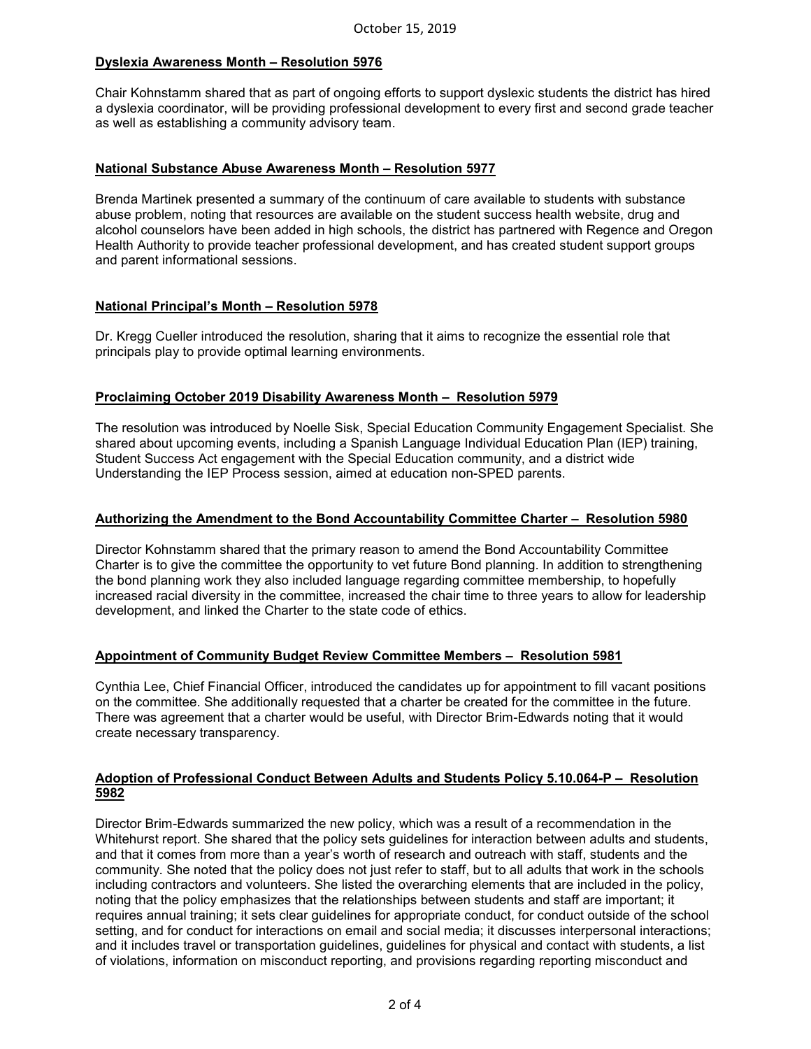### Dyslexia Awareness Month – Resolution 5976

Chair Kohnstamm shared that as part of ongoing efforts to support dyslexic students the district has hired a dyslexia coordinator, will be providing professional development to every first and second grade teacher as well as establishing a community advisory team.

### National Substance Abuse Awareness Month – Resolution 5977

Brenda Martinek presented a summary of the continuum of care available to students with substance abuse problem, noting that resources are available on the student success health website, drug and alcohol counselors have been added in high schools, the district has partnered with Regence and Oregon Health Authority to provide teacher professional development, and has created student support groups and parent informational sessions.

### National Principal's Month – Resolution 5978

Dr. Kregg Cueller introduced the resolution, sharing that it aims to recognize the essential role that principals play to provide optimal learning environments.

### Proclaiming October 2019 Disability Awareness Month – Resolution 5979

The resolution was introduced by Noelle Sisk, Special Education Community Engagement Specialist. She shared about upcoming events, including a Spanish Language Individual Education Plan (IEP) training, Student Success Act engagement with the Special Education community, and a district wide Understanding the IEP Process session, aimed at education non-SPED parents.

### Authorizing the Amendment to the Bond Accountability Committee Charter – Resolution 5980

Director Kohnstamm shared that the primary reason to amend the Bond Accountability Committee Charter is to give the committee the opportunity to vet future Bond planning. In addition to strengthening the bond planning work they also included language regarding committee membership, to hopefully increased racial diversity in the committee, increased the chair time to three years to allow for leadership development, and linked the Charter to the state code of ethics.

### Appointment of Community Budget Review Committee Members – Resolution 5981

Cynthia Lee, Chief Financial Officer, introduced the candidates up for appointment to fill vacant positions on the committee. She additionally requested that a charter be created for the committee in the future. There was agreement that a charter would be useful, with Director Brim-Edwards noting that it would create necessary transparency.

### Adoption of Professional Conduct Between Adults and Students Policy 5.10.064-P – Resolution 5982

Director Brim-Edwards summarized the new policy, which was a result of a recommendation in the Whitehurst report. She shared that the policy sets guidelines for interaction between adults and students, and that it comes from more than a year's worth of research and outreach with staff, students and the community. She noted that the policy does not just refer to staff, but to all adults that work in the schools including contractors and volunteers. She listed the overarching elements that are included in the policy, noting that the policy emphasizes that the relationships between students and staff are important; it requires annual training; it sets clear guidelines for appropriate conduct, for conduct outside of the school setting, and for conduct for interactions on email and social media; it discusses interpersonal interactions; and it includes travel or transportation guidelines, guidelines for physical and contact with students, a list of violations, information on misconduct reporting, and provisions regarding reporting misconduct and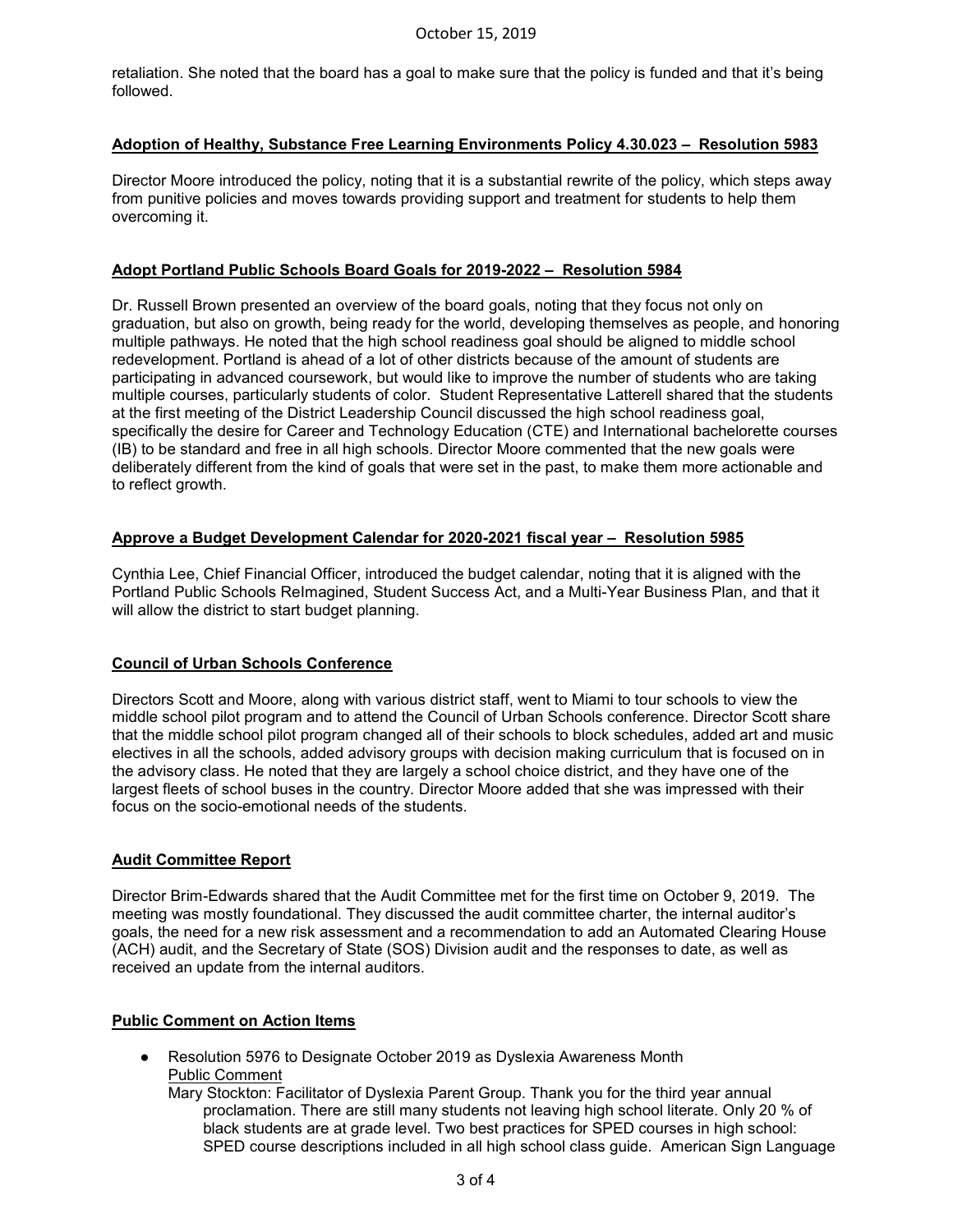retaliation. She noted that the board has a goal to make sure that the policy is funded and that it's being followed.

## Adoption of Healthy, Substance Free Learning Environments Policy 4.30.023 – Resolution 5983

Director Moore introduced the policy, noting that it is a substantial rewrite of the policy, which steps away from punitive policies and moves towards providing support and treatment for students to help them overcoming it.

## Adopt Portland Public Schools Board Goals for 2019-2022 – Resolution 5984

Dr. Russell Brown presented an overview of the board goals, noting that they focus not only on graduation, but also on growth, being ready for the world, developing themselves as people, and honoring multiple pathways. He noted that the high school readiness goal should be aligned to middle school redevelopment. Portland is ahead of a lot of other districts because of the amount of students are participating in advanced coursework, but would like to improve the number of students who are taking multiple courses, particularly students of color. Student Representative Latterell shared that the students at the first meeting of the District Leadership Council discussed the high school readiness goal, specifically the desire for Career and Technology Education (CTE) and International bachelorette courses (IB) to be standard and free in all high schools. Director Moore commented that the new goals were deliberately different from the kind of goals that were set in the past, to make them more actionable and to reflect growth.

## Approve a Budget Development Calendar for 2020-2021 fiscal year – Resolution 5985

Cynthia Lee, Chief Financial Officer, introduced the budget calendar, noting that it is aligned with the Portland Public Schools ReImagined, Student Success Act, and a Multi-Year Business Plan, and that it will allow the district to start budget planning.

## Council of Urban Schools Conference

Directors Scott and Moore, along with various district staff, went to Miami to tour schools to view the middle school pilot program and to attend the Council of Urban Schools conference. Director Scott share that the middle school pilot program changed all of their schools to block schedules, added art and music electives in all the schools, added advisory groups with decision making curriculum that is focused on in the advisory class. He noted that they are largely a school choice district, and they have one of the largest fleets of school buses in the country. Director Moore added that she was impressed with their focus on the socio-emotional needs of the students.

## Audit Committee Report

Director Brim-Edwards shared that the Audit Committee met for the first time on October 9, 2019. The meeting was mostly foundational. They discussed the audit committee charter, the internal auditor's goals, the need for a new risk assessment and a recommendation to add an Automated Clearing House (ACH) audit, and the Secretary of State (SOS) Division audit and the responses to date, as well as received an update from the internal auditors.

## Public Comment on Action Items

- Resolution 5976 to Designate October 2019 as Dyslexia Awareness Month
  Public Comment
  Mary Stockton: Facilitator of Dyslexia Parent Group. Thank you for the third year annual proclamation. There are still many students not leaving high school literate. Only 20 % of black students are at grade level. Two best practices for SPED courses in high school: SPED course descriptions included in all high school class guide. American Sign Language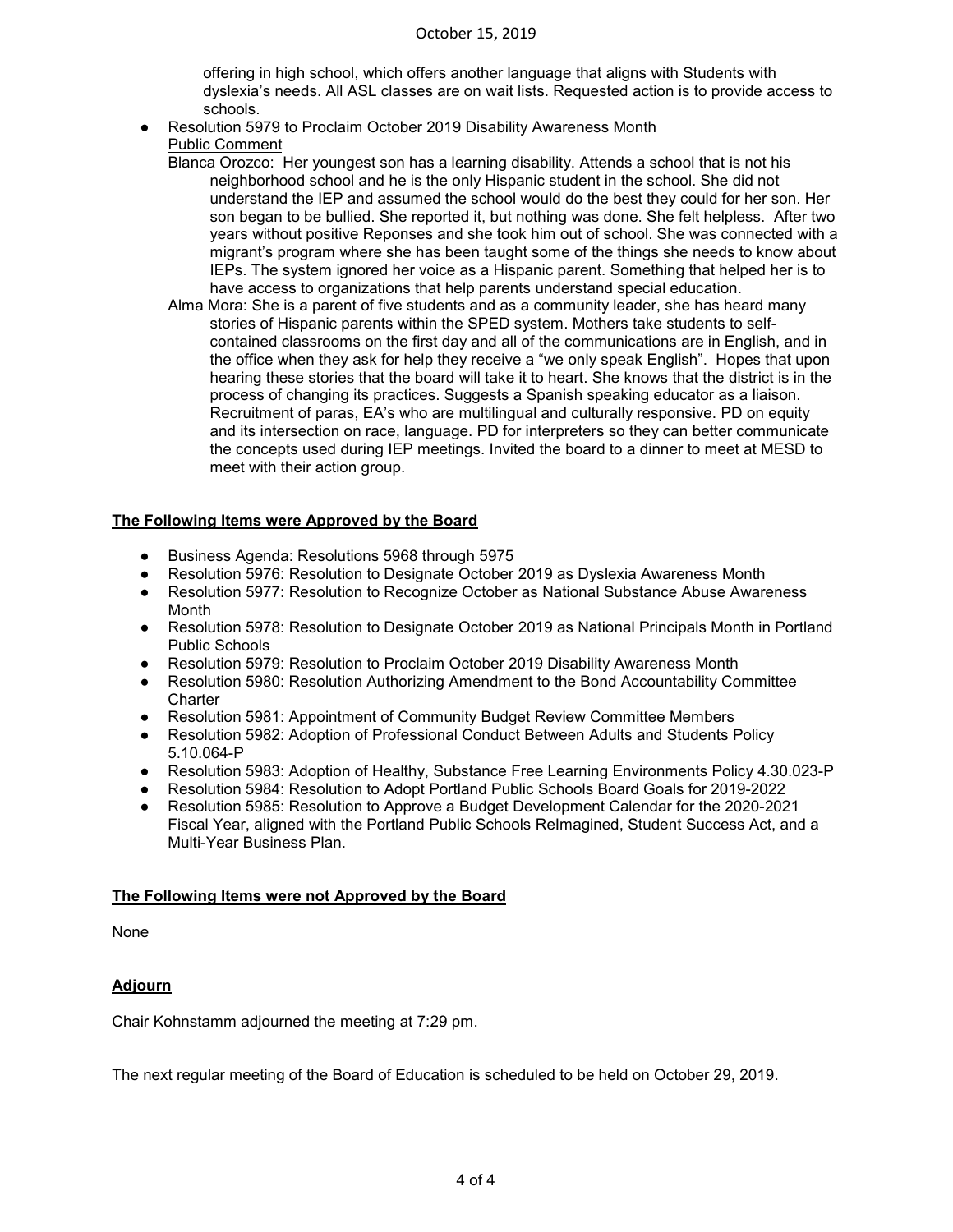offering in high school, which offers another language that aligns with Students with dyslexia's needs. All ASL classes are on wait lists. Requested action is to provide access to schools.

- Resolution 5979 to Proclaim October 2019 Disability Awareness Month

  Public Comment

  Blanca Orozco: Her youngest son has a learning disability. Attends a school that is not his neighborhood school and he is the only Hispanic student in the school. She did not understand the IEP and assumed the school would do the best they could for her son. Her son began to be bullied. She reported it, but nothing was done. She felt helpless. After two years without positive Reponses and she took him out of school. She was connected with a migrant's program where she has been taught some of the things she needs to know about IEPs. The system ignored her voice as a Hispanic parent. Something that helped her is to have access to organizations that help parents understand special education.

  Alma Mora: She is a parent of five students and as a community leader, she has heard many stories of Hispanic parents within the SPED system. Mothers take students to self-contained classrooms on the first day and all of the communications are in English, and in the office when they ask for help they receive a "we only speak English". Hopes that upon hearing these stories that the board will take it to heart. She knows that the district is in the process of changing its practices. Suggests a Spanish speaking educator as a liaison. Recruitment of paras, EA's who are multilingual and culturally responsive. PD on equity and its intersection on race, language. PD for interpreters so they can better communicate the concepts used during IEP meetings. Invited the board to a dinner to meet at MESD to meet with their action group.

**The Following Items were Approved by the Board**

- Business Agenda: Resolutions 5968 through 5975
- Resolution 5976: Resolution to Designate October 2019 as Dyslexia Awareness Month
- Resolution 5977: Resolution to Recognize October as National Substance Abuse Awareness Month
- Resolution 5978: Resolution to Designate October 2019 as National Principals Month in Portland Public Schools
- Resolution 5979: Resolution to Proclaim October 2019 Disability Awareness Month
- Resolution 5980: Resolution Authorizing Amendment to the Bond Accountability Committee Charter
- Resolution 5981: Appointment of Community Budget Review Committee Members
- Resolution 5982: Adoption of Professional Conduct Between Adults and Students Policy 5.10.064-P
- Resolution 5983: Adoption of Healthy, Substance Free Learning Environments Policy 4.30.023-P
- Resolution 5984: Resolution to Adopt Portland Public Schools Board Goals for 2019-2022
- Resolution 5985: Resolution to Approve a Budget Development Calendar for the 2020-2021 Fiscal Year, aligned with the Portland Public Schools ReImagined, Student Success Act, and a Multi-Year Business Plan.

**The Following Items were not Approved by the Board**

None

**Adjourn**

Chair Kohnstamm adjourned the meeting at 7:29 pm.

The next regular meeting of the Board of Education is scheduled to be held on October 29, 2019.